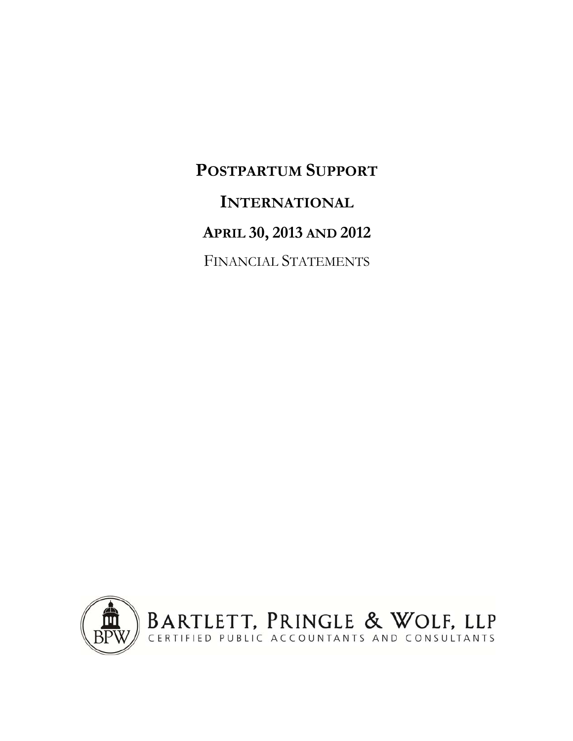# POSTPARTUM SUPPORT INTERNATIONAL

## APRIL 30, 2013 AND 2012

FINANCIAL STATEMENTS

BARTLETT, PRINGLE & WOLF, LLP
CERTIFIED PUBLIC ACCOUNTANTS AND CONSULTANTS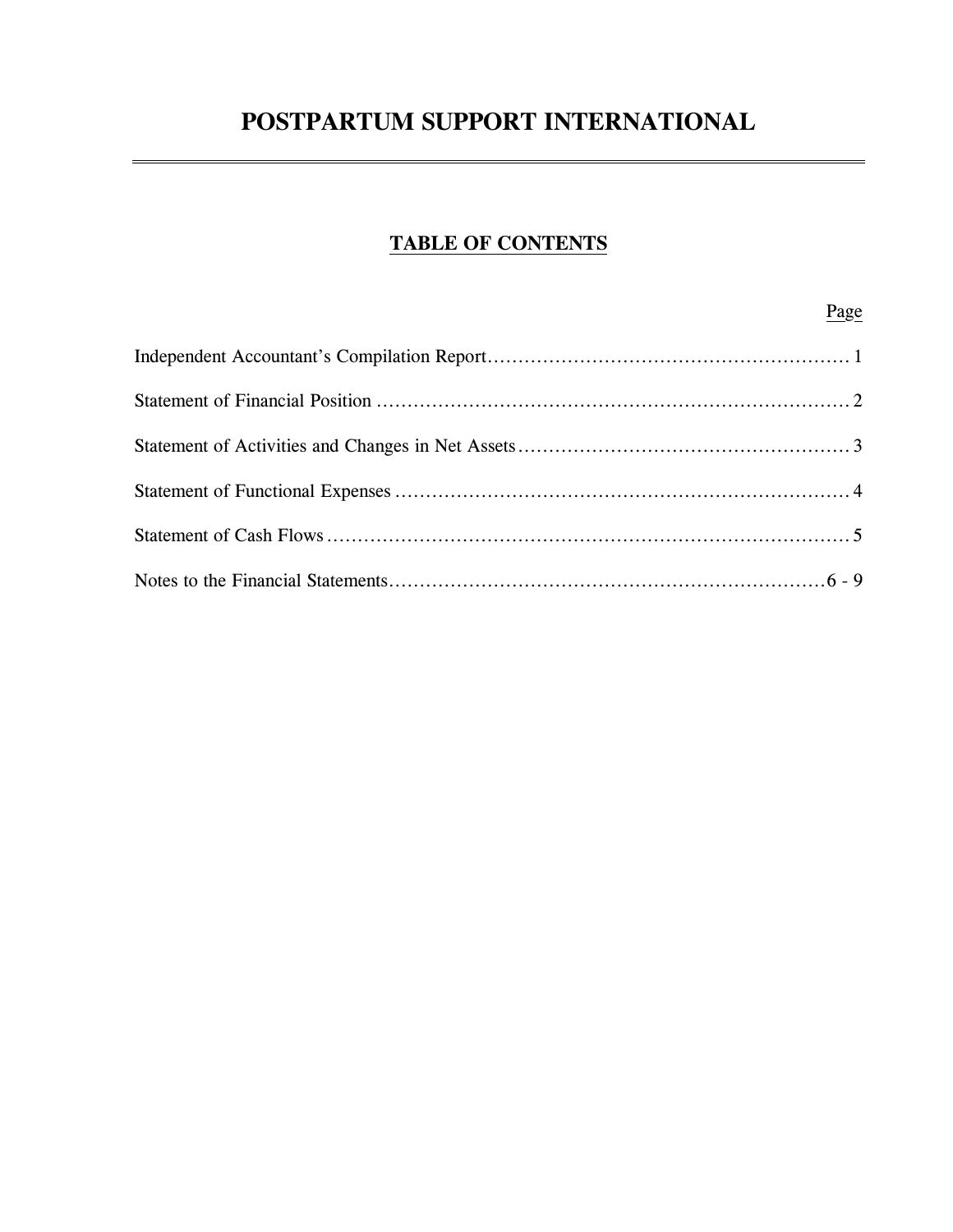# POSTPARTUM SUPPORT INTERNATIONAL

## TABLE OF CONTENTS

| | Page |
|---|---|
| Independent Accountant's Compilation Report | 1 |
| Statement of Financial Position | 2 |
| Statement of Activities and Changes in Net Assets | 3 |
| Statement of Functional Expenses | 4 |
| Statement of Cash Flows | 5 |
| Notes to the Financial Statements | 6 - 9 |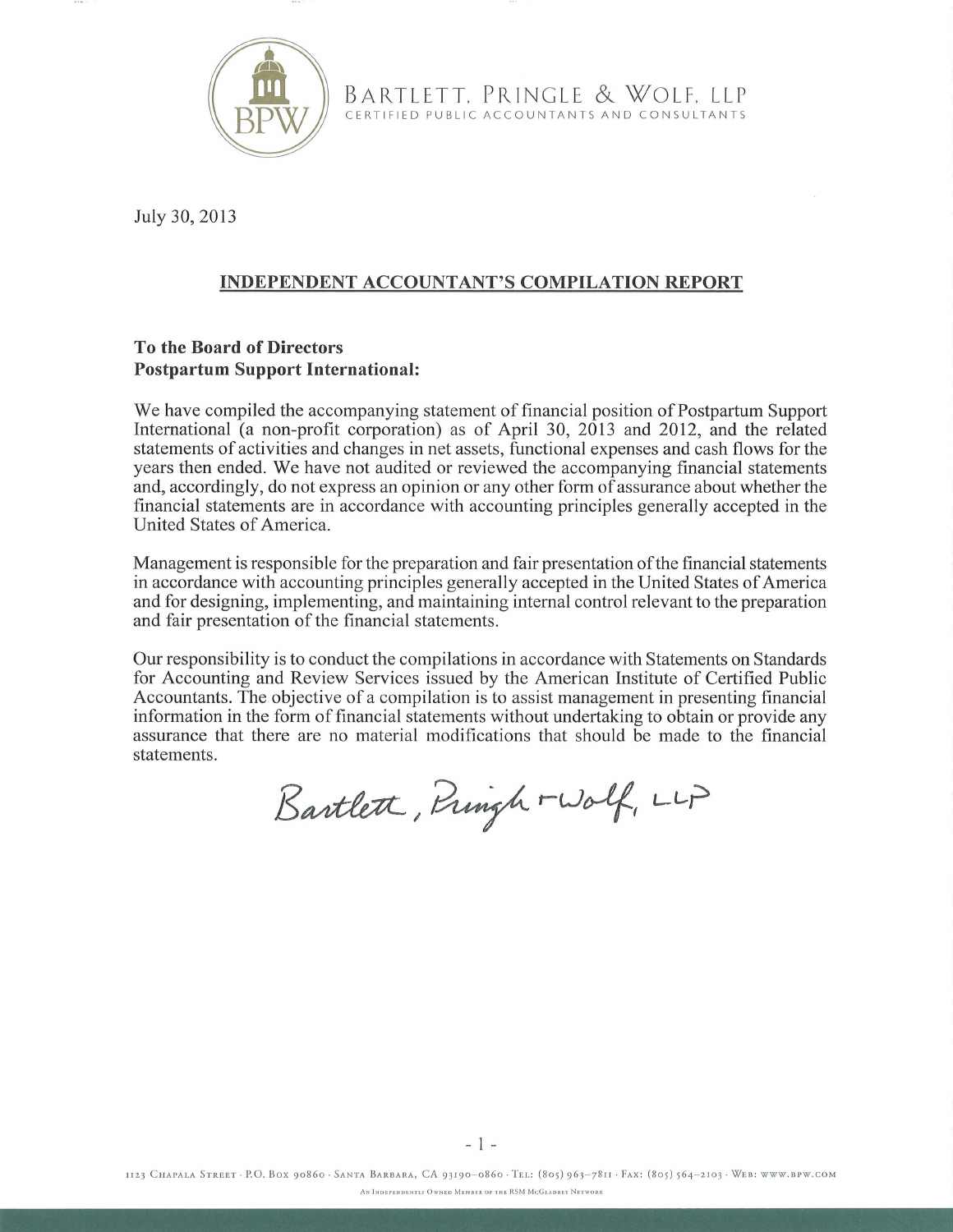BARTLETT, PRINGLE & WOLF, LLP
CERTIFIED PUBLIC ACCOUNTANTS AND CONSULTANTS

July 30, 2013

## INDEPENDENT ACCOUNTANT'S COMPILATION REPORT

**To the Board of Directors**
**Postpartum Support International:**

We have compiled the accompanying statement of financial position of Postpartum Support International (a non-profit corporation) as of April 30, 2013 and 2012, and the related statements of activities and changes in net assets, functional expenses and cash flows for the years then ended. We have not audited or reviewed the accompanying financial statements and, accordingly, do not express an opinion or any other form of assurance about whether the financial statements are in accordance with accounting principles generally accepted in the United States of America.

Management is responsible for the preparation and fair presentation of the financial statements in accordance with accounting principles generally accepted in the United States of America and for designing, implementing, and maintaining internal control relevant to the preparation and fair presentation of the financial statements.

Our responsibility is to conduct the compilations in accordance with Statements on Standards for Accounting and Review Services issued by the American Institute of Certified Public Accountants. The objective of a compilation is to assist management in presenting financial information in the form of financial statements without undertaking to obtain or provide any assurance that there are no material modifications that should be made to the financial statements.

Bartlett, Pringle & Wolf, LLP

1123 CHAPALA STREET · P.O. BOX 90860 · SANTA BARBARA, CA 93190-0860 · TEL: (805) 963-7811 · FAX: (805) 564-2103 · WEB: WWW.BPW.COM

AN INDEPENDENTLY OWNED MEMBER OF THE RSM McGLADREY NETWORK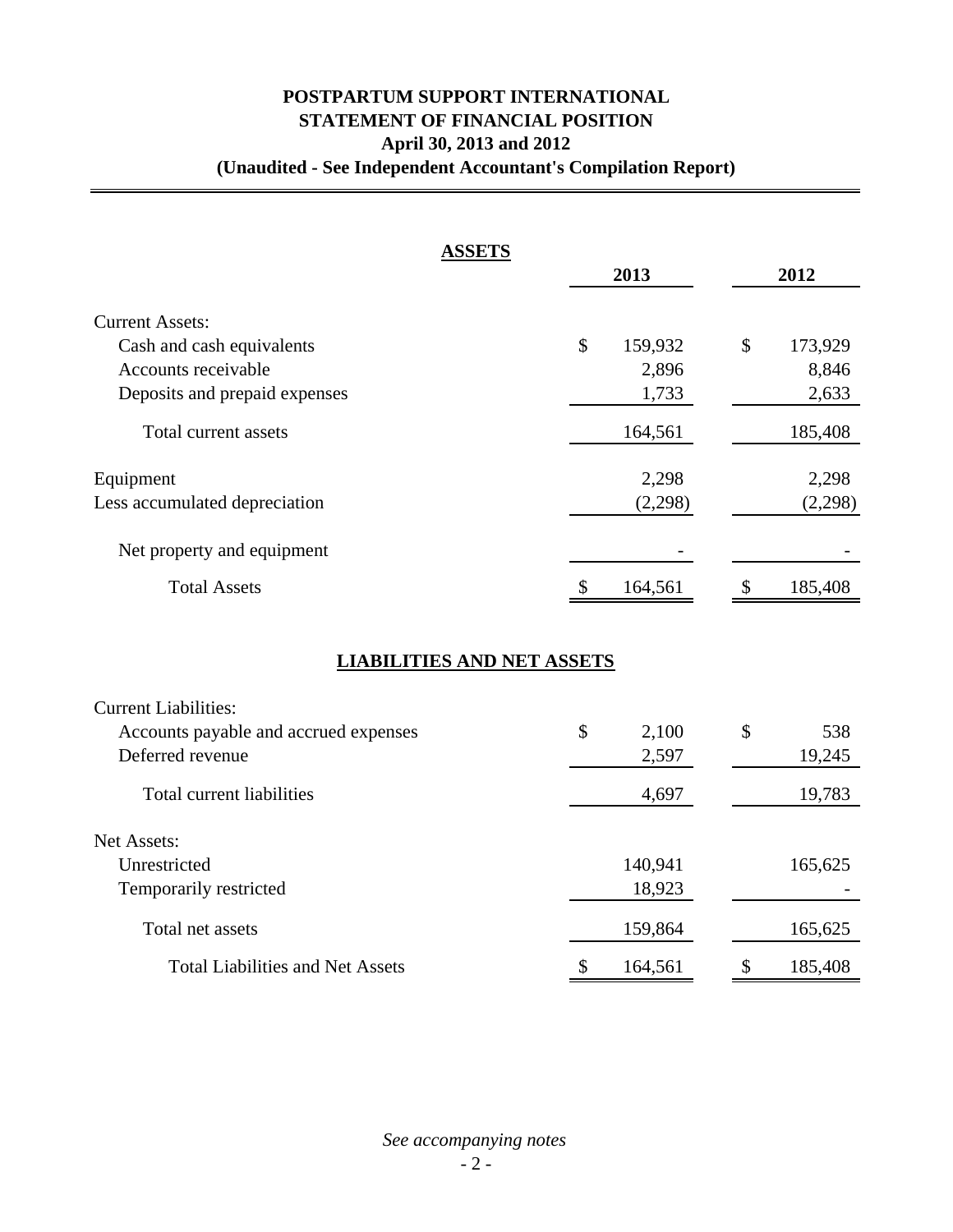# POSTPARTUM SUPPORT INTERNATIONAL
## STATEMENT OF FINANCIAL POSITION
### April 30, 2013 and 2012
### (Unaudited - See Independent Accountant's Compilation Report)

**ASSETS**

| | 2013 | 2012 |
|---|---|---|
| Current Assets: | | |
| Cash and cash equivalents | $ 159,932 | $ 173,929 |
| Accounts receivable | 2,896 | 8,846 |
| Deposits and prepaid expenses | 1,733 | 2,633 |
| Total current assets | 164,561 | 185,408 |
| Equipment | 2,298 | 2,298 |
| Less accumulated depreciation | (2,298) | (2,298) |
| Net property and equipment | - | - |
| Total Assets | $ 164,561 | $ 185,408 |

**LIABILITIES AND NET ASSETS**

| | 2013 | 2012 |
|---|---|---|
| Current Liabilities: | | |
| Accounts payable and accrued expenses | $ 2,100 | $ 538 |
| Deferred revenue | 2,597 | 19,245 |
| Total current liabilities | 4,697 | 19,783 |
| Net Assets: | | |
| Unrestricted | 140,941 | 165,625 |
| Temporarily restricted | 18,923 | - |
| Total net assets | 159,864 | 165,625 |
| Total Liabilities and Net Assets | $ 164,561 | $ 185,408 |

*See accompanying notes*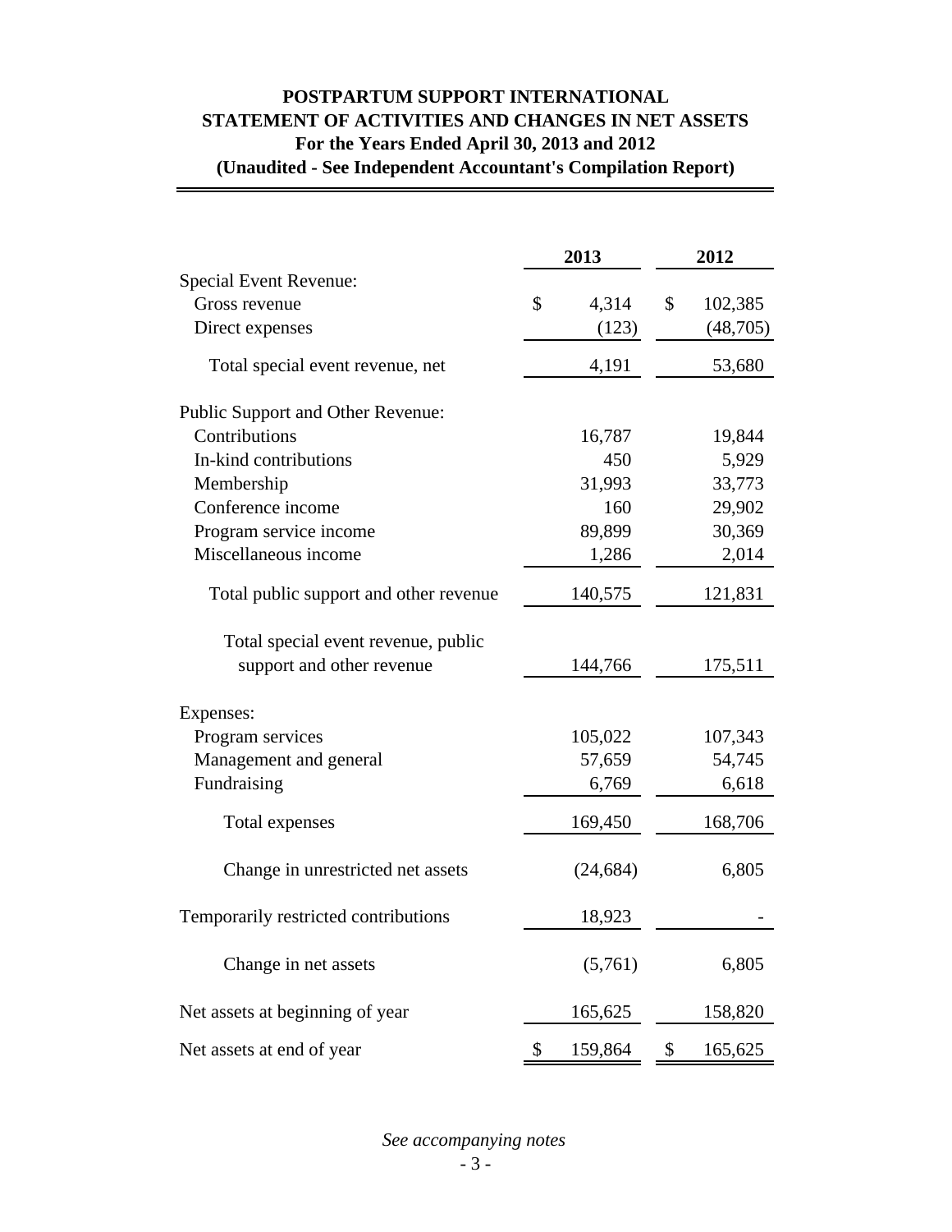# POSTPARTUM SUPPORT INTERNATIONAL
## STATEMENT OF ACTIVITIES AND CHANGES IN NET ASSETS
### For the Years Ended April 30, 2013 and 2012
### (Unaudited - See Independent Accountant's Compilation Report)

| | 2013 | 2012 |
|---|---|---|
| Special Event Revenue: | | |
| Gross revenue | $ 4,314 | $ 102,385 |
| Direct expenses | (123) | (48,705) |
| Total special event revenue, net | 4,191 | 53,680 |
| Public Support and Other Revenue: | | |
| Contributions | 16,787 | 19,844 |
| In-kind contributions | 450 | 5,929 |
| Membership | 31,993 | 33,773 |
| Conference income | 160 | 29,902 |
| Program service income | 89,899 | 30,369 |
| Miscellaneous income | 1,286 | 2,014 |
| Total public support and other revenue | 140,575 | 121,831 |
| Total special event revenue, public support and other revenue | 144,766 | 175,511 |
| Expenses: | | |
| Program services | 105,022 | 107,343 |
| Management and general | 57,659 | 54,745 |
| Fundraising | 6,769 | 6,618 |
| Total expenses | 169,450 | 168,706 |
| Change in unrestricted net assets | (24,684) | 6,805 |
| Temporarily restricted contributions | 18,923 | - |
| Change in net assets | (5,761) | 6,805 |
| Net assets at beginning of year | 165,625 | 158,820 |
| Net assets at end of year | $ 159,864 | $ 165,625 |

*See accompanying notes*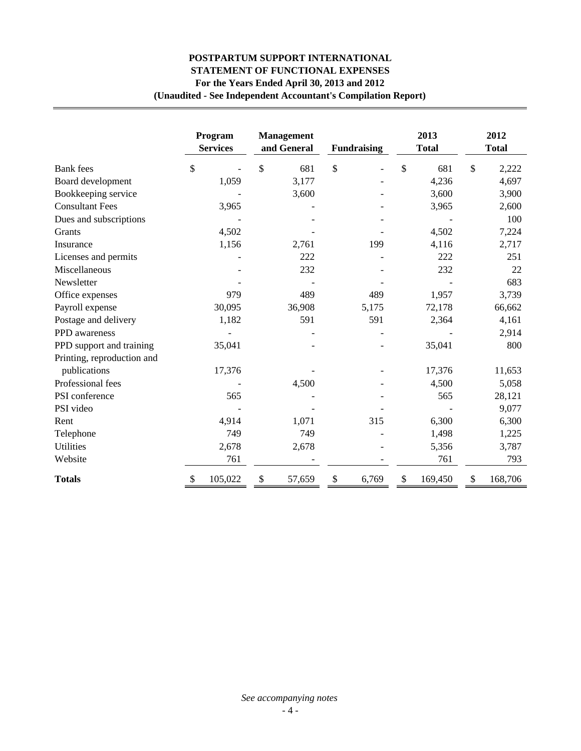# POSTPARTUM SUPPORT INTERNATIONAL
## STATEMENT OF FUNCTIONAL EXPENSES
### For the Years Ended April 30, 2013 and 2012
### (Unaudited - See Independent Accountant's Compilation Report)

| | Program Services | Management and General | Fundraising | 2013 Total | 2012 Total |
|---|---|---|---|---|---|
| Bank fees | $ - | $ 681 | $ - | $ 681 | $ 2,222 |
| Board development | 1,059 | 3,177 | - | 4,236 | 4,697 |
| Bookkeeping service | - | 3,600 | - | 3,600 | 3,900 |
| Consultant Fees | 3,965 | - | - | 3,965 | 2,600 |
| Dues and subscriptions | - | - | - | - | 100 |
| Grants | 4,502 | - | - | 4,502 | 7,224 |
| Insurance | 1,156 | 2,761 | 199 | 4,116 | 2,717 |
| Licenses and permits | - | 222 | - | 222 | 251 |
| Miscellaneous | - | 232 | - | 232 | 22 |
| Newsletter | - | - | - | - | 683 |
| Office expenses | 979 | 489 | 489 | 1,957 | 3,739 |
| Payroll expense | 30,095 | 36,908 | 5,175 | 72,178 | 66,662 |
| Postage and delivery | 1,182 | 591 | 591 | 2,364 | 4,161 |
| PPD awareness | - | - | - | - | 2,914 |
| PPD support and training | 35,041 | - | - | 35,041 | 800 |
| Printing, reproduction and publications | 17,376 | - | - | 17,376 | 11,653 |
| Professional fees | - | 4,500 | - | 4,500 | 5,058 |
| PSI conference | 565 | - | - | 565 | 28,121 |
| PSI video | - | - | - | - | 9,077 |
| Rent | 4,914 | 1,071 | 315 | 6,300 | 6,300 |
| Telephone | 749 | 749 | - | 1,498 | 1,225 |
| Utilities | 2,678 | 2,678 | - | 5,356 | 3,787 |
| Website | 761 | - | - | 761 | 793 |
| **Totals** | $ 105,022 | $ 57,659 | $ 6,769 | $ 169,450 | $ 168,706 |

*See accompanying notes*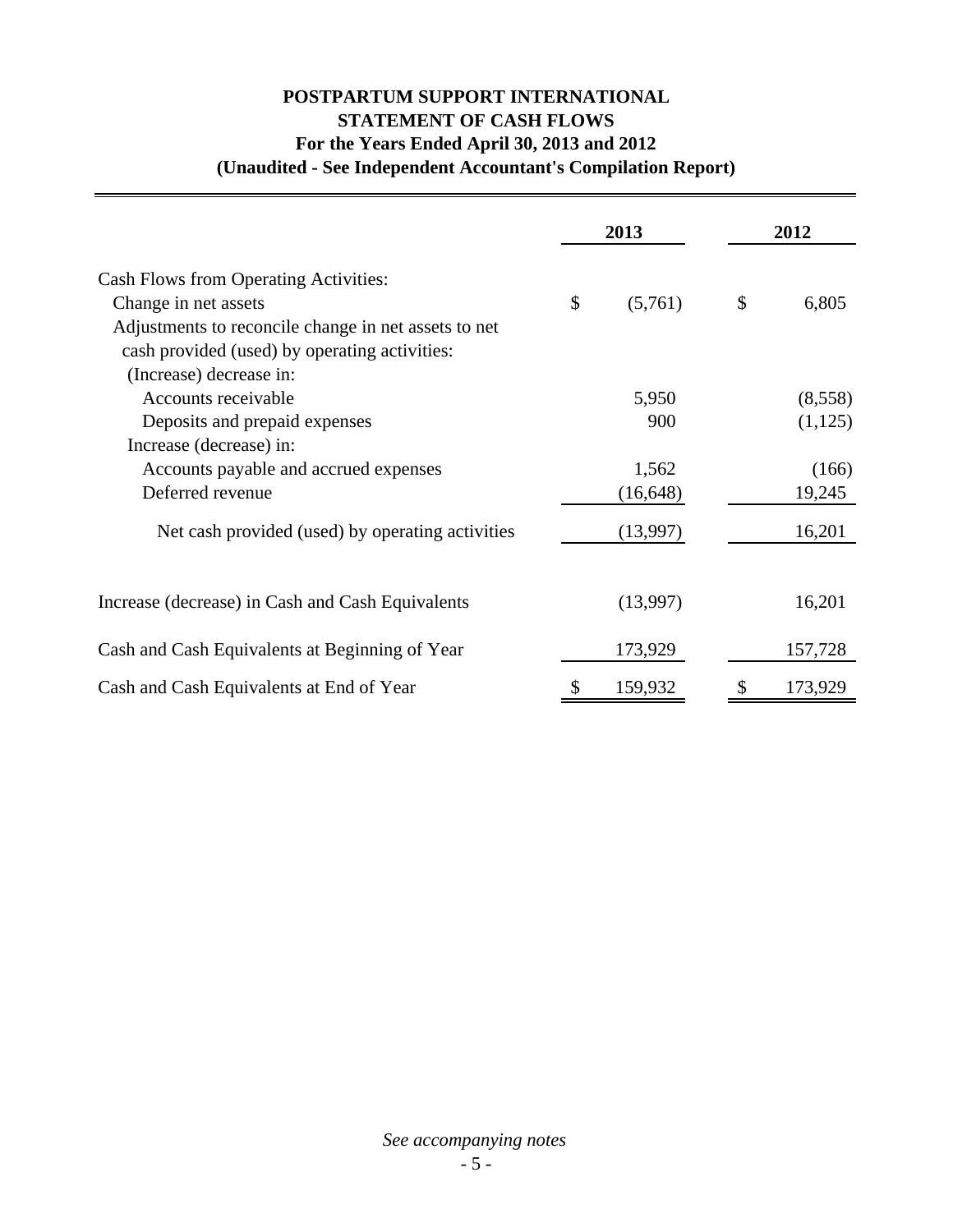# POSTPARTUM SUPPORT INTERNATIONAL
## STATEMENT OF CASH FLOWS
### For the Years Ended April 30, 2013 and 2012
### (Unaudited - See Independent Accountant's Compilation Report)

| | 2013 | 2012 |
|---|---|---|
| Cash Flows from Operating Activities: | | |
| Change in net assets | $ (5,761) | $ 6,805 |
| Adjustments to reconcile change in net assets to net cash provided (used) by operating activities: | | |
| (Increase) decrease in: | | |
| Accounts receivable | 5,950 | (8,558) |
| Deposits and prepaid expenses | 900 | (1,125) |
| Increase (decrease) in: | | |
| Accounts payable and accrued expenses | 1,562 | (166) |
| Deferred revenue | (16,648) | 19,245 |
| Net cash provided (used) by operating activities | (13,997) | 16,201 |
| | | |
| Increase (decrease) in Cash and Cash Equivalents | (13,997) | 16,201 |
| Cash and Cash Equivalents at Beginning of Year | 173,929 | 157,728 |
| Cash and Cash Equivalents at End of Year | $ 159,932 | $ 173,929 |

*See accompanying notes*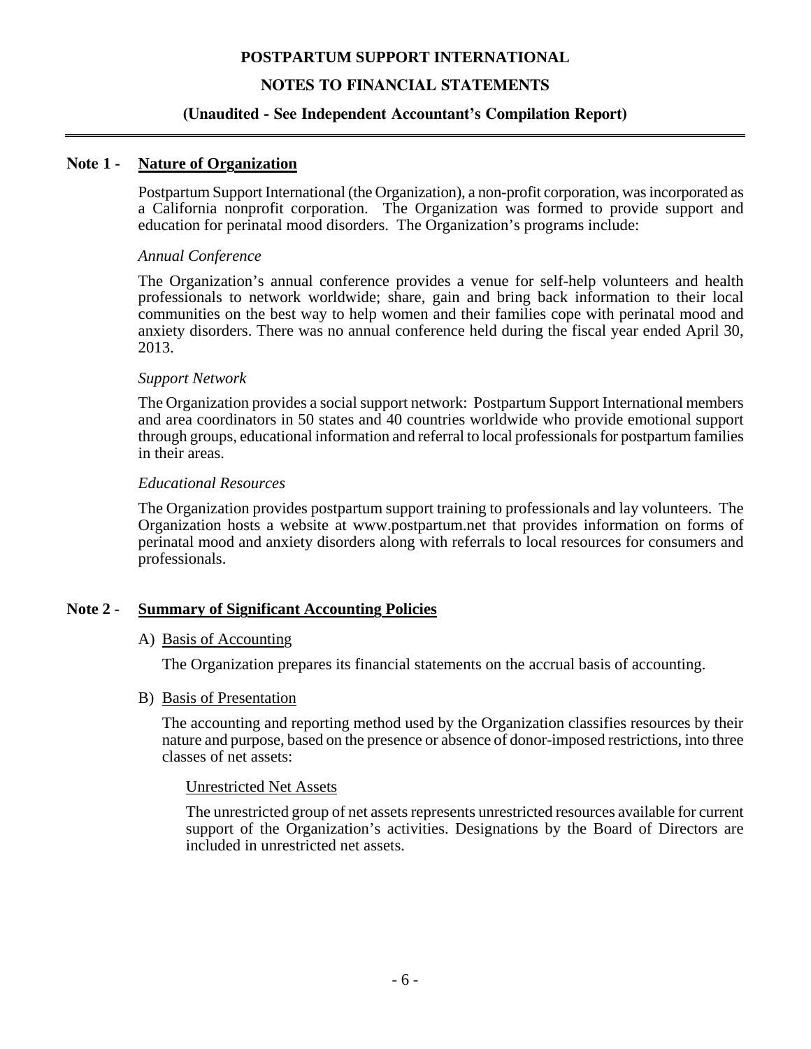**POSTPARTUM SUPPORT INTERNATIONAL**

**NOTES TO FINANCIAL STATEMENTS**

**(Unaudited - See Independent Accountant's Compilation Report)**

## Note 1 - Nature of Organization

Postpartum Support International (the Organization), a non-profit corporation, was incorporated as a California nonprofit corporation. The Organization was formed to provide support and education for perinatal mood disorders. The Organization's programs include:

*Annual Conference*

The Organization's annual conference provides a venue for self-help volunteers and health professionals to network worldwide; share, gain and bring back information to their local communities on the best way to help women and their families cope with perinatal mood and anxiety disorders. There was no annual conference held during the fiscal year ended April 30, 2013.

*Support Network*

The Organization provides a social support network: Postpartum Support International members and area coordinators in 50 states and 40 countries worldwide who provide emotional support through groups, educational information and referral to local professionals for postpartum families in their areas.

*Educational Resources*

The Organization provides postpartum support training to professionals and lay volunteers. The Organization hosts a website at www.postpartum.net that provides information on forms of perinatal mood and anxiety disorders along with referrals to local resources for consumers and professionals.

## Note 2 - Summary of Significant Accounting Policies

A) Basis of Accounting

The Organization prepares its financial statements on the accrual basis of accounting.

B) Basis of Presentation

The accounting and reporting method used by the Organization classifies resources by their nature and purpose, based on the presence or absence of donor-imposed restrictions, into three classes of net assets:

Unrestricted Net Assets

The unrestricted group of net assets represents unrestricted resources available for current support of the Organization's activities. Designations by the Board of Directors are included in unrestricted net assets.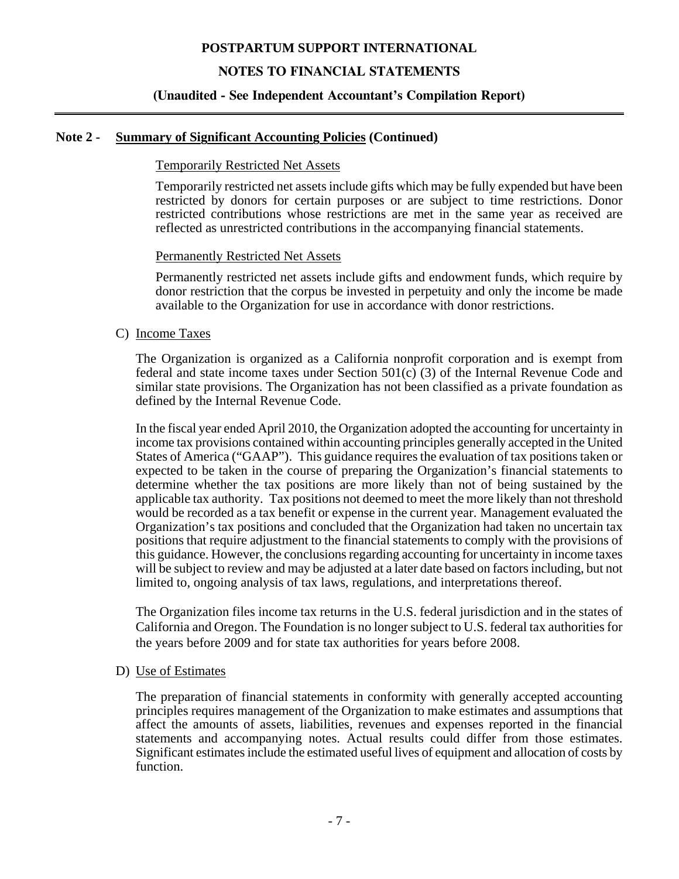**POSTPARTUM SUPPORT INTERNATIONAL**

**NOTES TO FINANCIAL STATEMENTS**

**(Unaudited - See Independent Accountant's Compilation Report)**

## Note 2 - Summary of Significant Accounting Policies (Continued)

Temporarily Restricted Net Assets

Temporarily restricted net assets include gifts which may be fully expended but have been restricted by donors for certain purposes or are subject to time restrictions. Donor restricted contributions whose restrictions are met in the same year as received are reflected as unrestricted contributions in the accompanying financial statements.

Permanently Restricted Net Assets

Permanently restricted net assets include gifts and endowment funds, which require by donor restriction that the corpus be invested in perpetuity and only the income be made available to the Organization for use in accordance with donor restrictions.

C) Income Taxes

The Organization is organized as a California nonprofit corporation and is exempt from federal and state income taxes under Section 501(c) (3) of the Internal Revenue Code and similar state provisions. The Organization has not been classified as a private foundation as defined by the Internal Revenue Code.

In the fiscal year ended April 2010, the Organization adopted the accounting for uncertainty in income tax provisions contained within accounting principles generally accepted in the United States of America ("GAAP"). This guidance requires the evaluation of tax positions taken or expected to be taken in the course of preparing the Organization's financial statements to determine whether the tax positions are more likely than not of being sustained by the applicable tax authority. Tax positions not deemed to meet the more likely than not threshold would be recorded as a tax benefit or expense in the current year. Management evaluated the Organization's tax positions and concluded that the Organization had taken no uncertain tax positions that require adjustment to the financial statements to comply with the provisions of this guidance. However, the conclusions regarding accounting for uncertainty in income taxes will be subject to review and may be adjusted at a later date based on factors including, but not limited to, ongoing analysis of tax laws, regulations, and interpretations thereof.

The Organization files income tax returns in the U.S. federal jurisdiction and in the states of California and Oregon. The Foundation is no longer subject to U.S. federal tax authorities for the years before 2009 and for state tax authorities for years before 2008.

D) Use of Estimates

The preparation of financial statements in conformity with generally accepted accounting principles requires management of the Organization to make estimates and assumptions that affect the amounts of assets, liabilities, revenues and expenses reported in the financial statements and accompanying notes. Actual results could differ from those estimates. Significant estimates include the estimated useful lives of equipment and allocation of costs by function.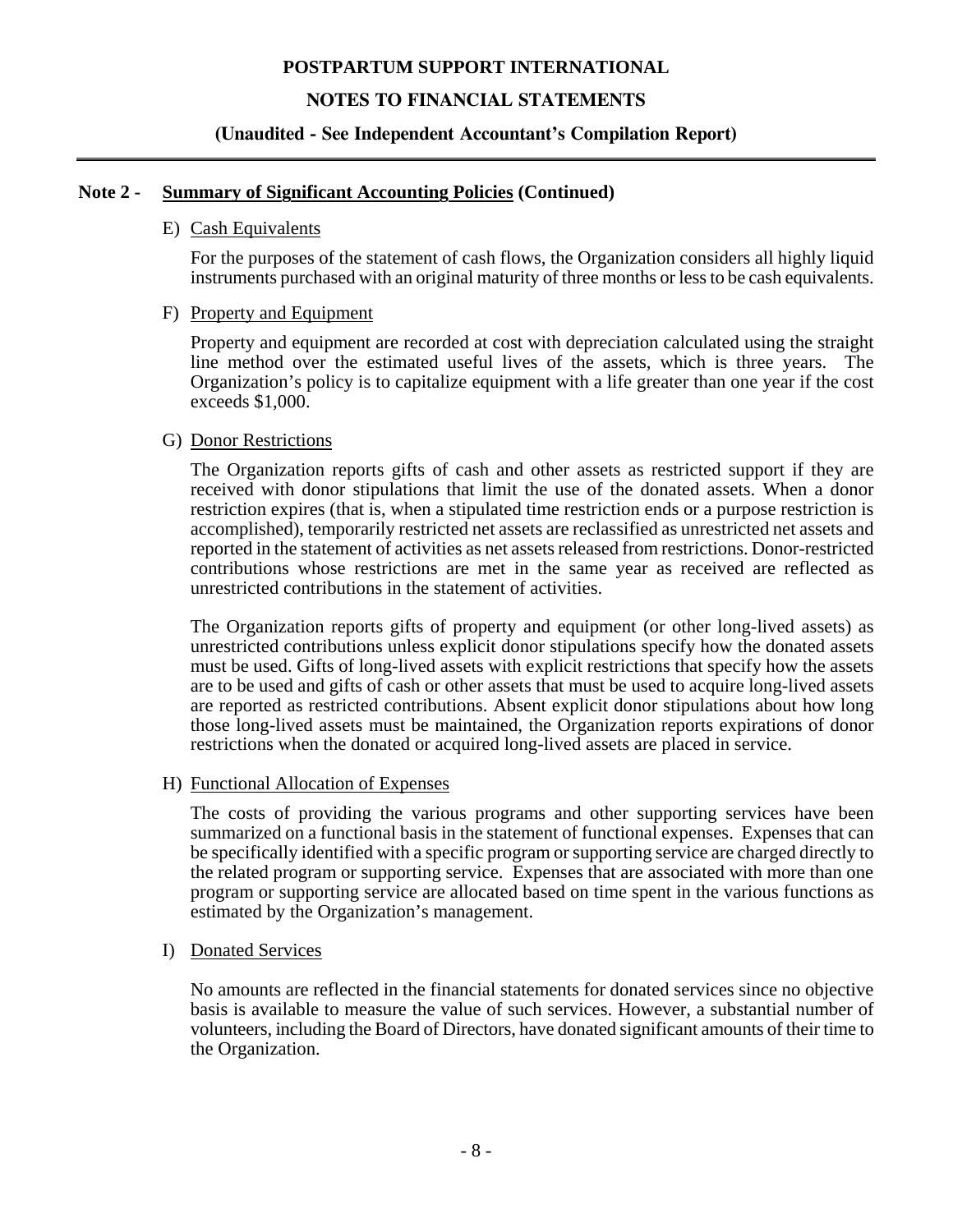**POSTPARTUM SUPPORT INTERNATIONAL**

**NOTES TO FINANCIAL STATEMENTS**

**(Unaudited - See Independent Accountant's Compilation Report)**

## Note 2 - Summary of Significant Accounting Policies (Continued)

E) Cash Equivalents

For the purposes of the statement of cash flows, the Organization considers all highly liquid instruments purchased with an original maturity of three months or less to be cash equivalents.

F) Property and Equipment

Property and equipment are recorded at cost with depreciation calculated using the straight line method over the estimated useful lives of the assets, which is three years. The Organization's policy is to capitalize equipment with a life greater than one year if the cost exceeds $1,000.

G) Donor Restrictions

The Organization reports gifts of cash and other assets as restricted support if they are received with donor stipulations that limit the use of the donated assets. When a donor restriction expires (that is, when a stipulated time restriction ends or a purpose restriction is accomplished), temporarily restricted net assets are reclassified as unrestricted net assets and reported in the statement of activities as net assets released from restrictions. Donor-restricted contributions whose restrictions are met in the same year as received are reflected as unrestricted contributions in the statement of activities.

The Organization reports gifts of property and equipment (or other long-lived assets) as unrestricted contributions unless explicit donor stipulations specify how the donated assets must be used. Gifts of long-lived assets with explicit restrictions that specify how the assets are to be used and gifts of cash or other assets that must be used to acquire long-lived assets are reported as restricted contributions. Absent explicit donor stipulations about how long those long-lived assets must be maintained, the Organization reports expirations of donor restrictions when the donated or acquired long-lived assets are placed in service.

H) Functional Allocation of Expenses

The costs of providing the various programs and other supporting services have been summarized on a functional basis in the statement of functional expenses. Expenses that can be specifically identified with a specific program or supporting service are charged directly to the related program or supporting service. Expenses that are associated with more than one program or supporting service are allocated based on time spent in the various functions as estimated by the Organization's management.

I) Donated Services

No amounts are reflected in the financial statements for donated services since no objective basis is available to measure the value of such services. However, a substantial number of volunteers, including the Board of Directors, have donated significant amounts of their time to the Organization.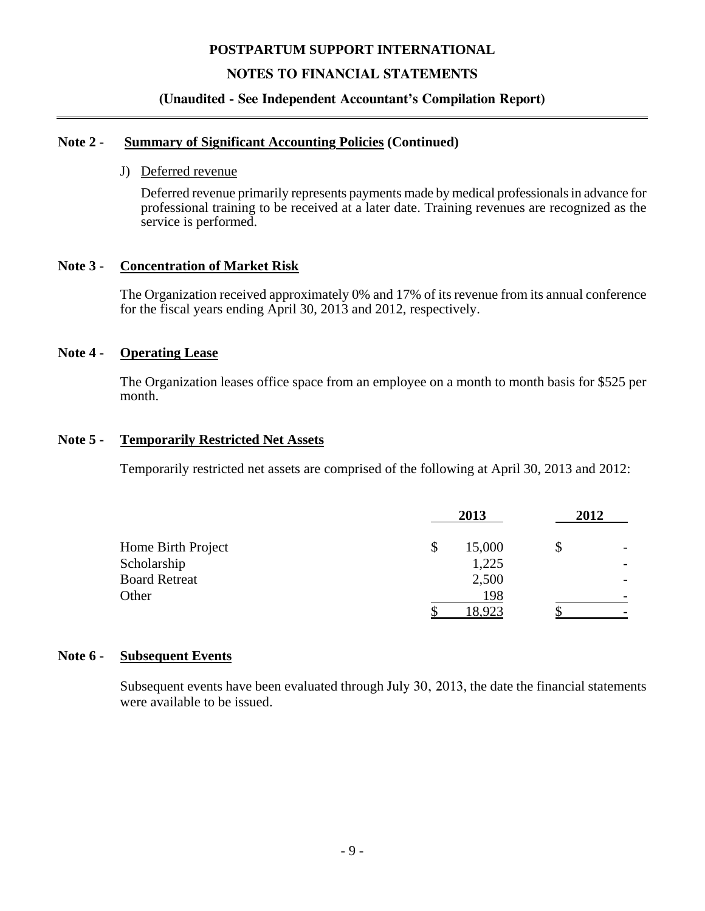**POSTPARTUM SUPPORT INTERNATIONAL**

**NOTES TO FINANCIAL STATEMENTS**

**(Unaudited - See Independent Accountant's Compilation Report)**

**Note 2 - Summary of Significant Accounting Policies (Continued)**

J) Deferred revenue

Deferred revenue primarily represents payments made by medical professionals in advance for professional training to be received at a later date. Training revenues are recognized as the service is performed.

**Note 3 - Concentration of Market Risk**

The Organization received approximately 0% and 17% of its revenue from its annual conference for the fiscal years ending April 30, 2013 and 2012, respectively.

**Note 4 - Operating Lease**

The Organization leases office space from an employee on a month to month basis for $525 per month.

**Note 5 - Temporarily Restricted Net Assets**

Temporarily restricted net assets are comprised of the following at April 30, 2013 and 2012:

| | 2013 | 2012 |
|---|---|---|
| Home Birth Project | $ 15,000 | $ - |
| Scholarship | 1,225 | - |
| Board Retreat | 2,500 | - |
| Other | 198 | - |
| | $ 18,923 | $ - |

**Note 6 - Subsequent Events**

Subsequent events have been evaluated through July 30, 2013, the date the financial statements were available to be issued.